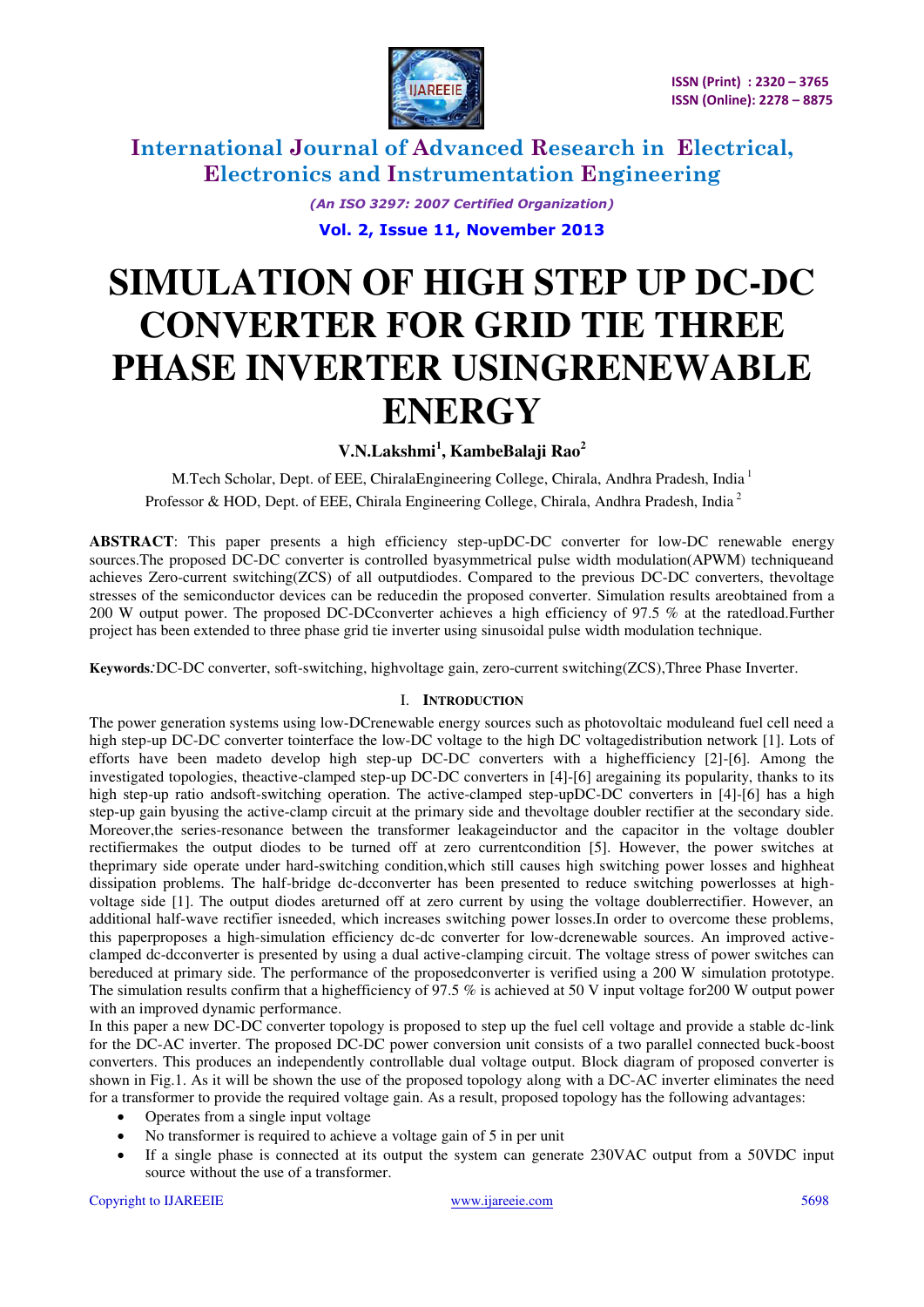# International Journal of Advanced Research in Electrical, Electronics and Instrumentation Engineering

*(An ISO 3297: 2007 Certified Organization)*

**Vol. 2, Issue 11, November 2013**

# SIMULATION OF HIGH STEP UP DC-DC CONVERTER FOR GRID TIE THREE PHASE INVERTER USINGRENEWABLE ENERGY

**V.N.Lakshmi[1], KambeBalaji Rao[2]**

M.Tech Scholar, Dept. of EEE, ChiralaEngineering College, Chirala, Andhra Pradesh, India [1]

Professor & HOD, Dept. of EEE, Chirala Engineering College, Chirala, Andhra Pradesh, India [2]

**ABSTRACT**: This paper presents a high efficiency step-upDC-DC converter for low-DC renewable energy sources.The proposed DC-DC converter is controlled byasymmetrical pulse width modulation(APWM) techniqueand achieves Zero-current switching(ZCS) of all outputdiodes. Compared to the previous DC-DC converters, thevoltage stresses of the semiconductor devices can be reducedin the proposed converter. Simulation results areobtained from a 200 W output power. The proposed DC-DCconverter achieves a high efficiency of 97.5 % at the ratedload.Further project has been extended to three phase grid tie inverter using sinusoidal pulse width modulation technique.

**Keywords**: DC-DC converter, soft-switching, highvoltage gain, zero-current switching(ZCS),Three Phase Inverter.

## I. INTRODUCTION

The power generation systems using low-DCrenewable energy sources such as photovoltaic moduleand fuel cell need a high step-up DC-DC converter tointerface the low-DC voltage to the high DC voltagedistribution network [1]. Lots of efforts have been madeto develop high step-up DC-DC converters with a highefficiency [2]-[6]. Among the investigated topologies, theactive-clamped step-up DC-DC converters in [4]-[6] aregaining its popularity, thanks to its high step-up ratio andsoft-switching operation. The active-clamped step-upDC-DC converters in [4]-[6] has a high step-up gain byusing the active-clamp circuit at the primary side and thevoltage doubler rectifier at the secondary side. Moreover,the series-resonance between the transformer leakageinductor and the capacitor in the voltage doubler rectifiermakes the output diodes to be turned off at zero currentcondition [5]. However, the power switches at theprimary side operate under hard-switching condition,which still causes high switching power losses and highheat dissipation problems. The half-bridge dc-dcconverter has been presented to reduce switching powerlosses at high-voltage side [1]. The output diodes areturned off at zero current by using the voltage doublerrectifier. However, an additional half-wave rectifier isneeded, which increases switching power losses.In order to overcome these problems, this paperproposes a high-simulation efficiency dc-dc converter for low-dcrenewable sources. An improved active-clamped dc-dcconverter is presented by using a dual active-clamping circuit. The voltage stress of power switches can bereduced at primary side. The performance of the proposedconverter is verified using a 200 W simulation prototype. The simulation results confirm that a highefficiency of 97.5 % is achieved at 50 V input voltage for200 W output power with an improved dynamic performance.

In this paper a new DC-DC converter topology is proposed to step up the fuel cell voltage and provide a stable dc-link for the DC-AC inverter. The proposed DC-DC power conversion unit consists of a two parallel connected buck-boost converters. This produces an independently controllable dual voltage output. Block diagram of proposed converter is shown in Fig.1. As it will be shown the use of the proposed topology along with a DC-AC inverter eliminates the need for a transformer to provide the required voltage gain. As a result, proposed topology has the following advantages:

- Operates from a single input voltage
- No transformer is required to achieve a voltage gain of 5 in per unit
- If a single phase is connected at its output the system can generate 230VAC output from a 50VDC input source without the use of a transformer.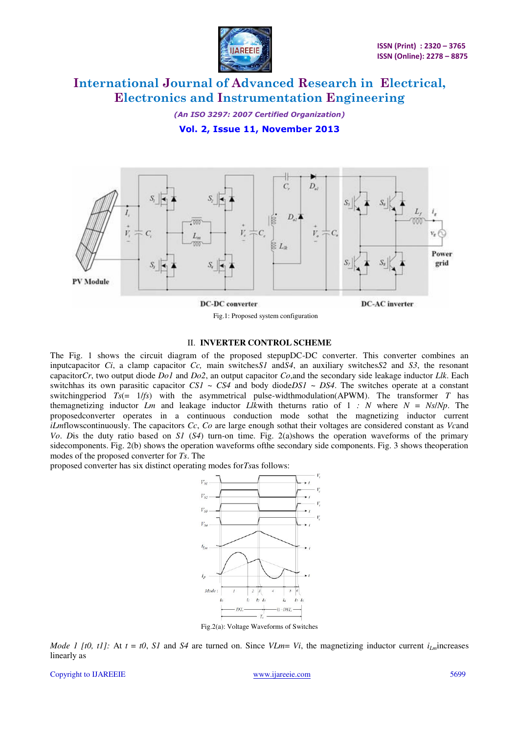Fig.1: Proposed system configuration

## II. INVERTER CONTROL SCHEME

The Fig. 1 shows the circuit diagram of the proposed stepupDC-DC converter. This converter combines an inputcapacitor *Ci*, a clamp capacitor *Cc,* main switches*S1* and*S4*, an auxiliary switches*S2* and *S3*, the resonant capacitor*Cr*, two output diode *Do1* and *Do2*, an output capacitor *Co*,and the secondary side leakage inductor *Llk*. Each switchhas its own parasitic capacitor *CS1 ~ CS4* and body diode*DS1 ~ DS4*. The switches operate at a constant switchingperiod *Ts*(= 1/*fs*) with the asymmetrical pulse-widthmodulation(APWM). The transformer *T* has themagnetizing inductor *Lm* and leakage inductor *Llk*with theturns ratio of 1 *: N* where *N = Ns*/*Np*. The proposedconverter operates in a continuous conduction mode sothat the magnetizing inductor current *iLm*flowscontinuously. The capacitors *Cc*, *Co* are large enough sothat their voltages are considered constant as *Vc*and *Vo*. *D*is the duty ratio based on *S1* (*S4*) turn-on time. Fig. 2(a)shows the operation waveforms of the primary sidecomponents. Fig. 2(b) shows the operation waveforms ofthe secondary side components. Fig. 3 shows theoperation modes of the proposed converter for *Ts*. The
proposed converter has six distinct operating modes for*Ts*as follows:

Fig.2(a): Voltage Waveforms of Switches

*Mode 1 [t0, t1]:* At *t = t0*, *S1* and *S4* are turned on. Since *VLm= Vi*, the magnetizing inductor current $i_{Lm}$increases linearly as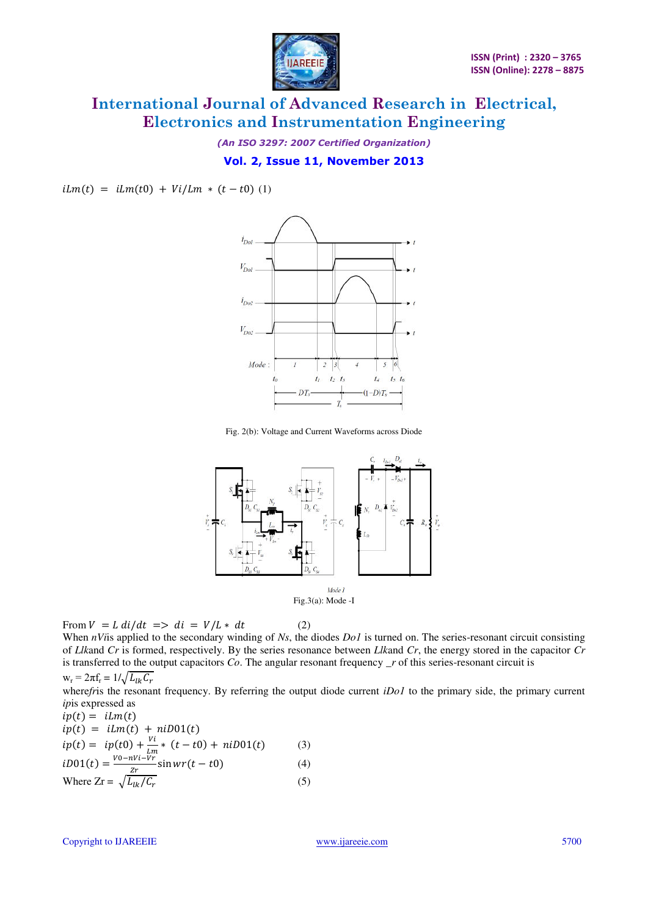$iLm(t) = iLm(t0) + Vi/Lm * (t - t0)$ (1)

Fig. 2(b): Voltage and Current Waveforms across Diode

Fig.3(a): Mode -I

From $V = L\, di/dt \Rightarrow di = V/L * dt$ (2)

When $nVi$is applied to the secondary winding of $Ns$, the diodes $Do1$ is turned on. The series-resonant circuit consisting of $Llk$and $Cr$ is formed, respectively. By the series resonance between $Llk$and $Cr$, the energy stored in the capacitor $Cr$ is transferred to the output capacitors $Co$. The angular resonant frequency _r of this series-resonant circuit is

$w_r = 2\pi f_r = 1/\sqrt{L_{lk} C_r}$

where$fr$is the resonant frequency. By referring the output diode current $iDo1$ to the primary side, the primary current $ip$is expressed as

$ip(t) = iLm(t)$

$ip(t) = iLm(t) + niD01(t)$

$ip(t) = ip(t0) + \frac{Vi}{Lm} * (t - t0) + niD01(t)$ (3)

$iD01(t) = \frac{V0 - nVi - Vr}{Zr} \sin wr(t - t0)$ (4)

Where Zr = $\sqrt{L_{lk}/C_r}$ (5)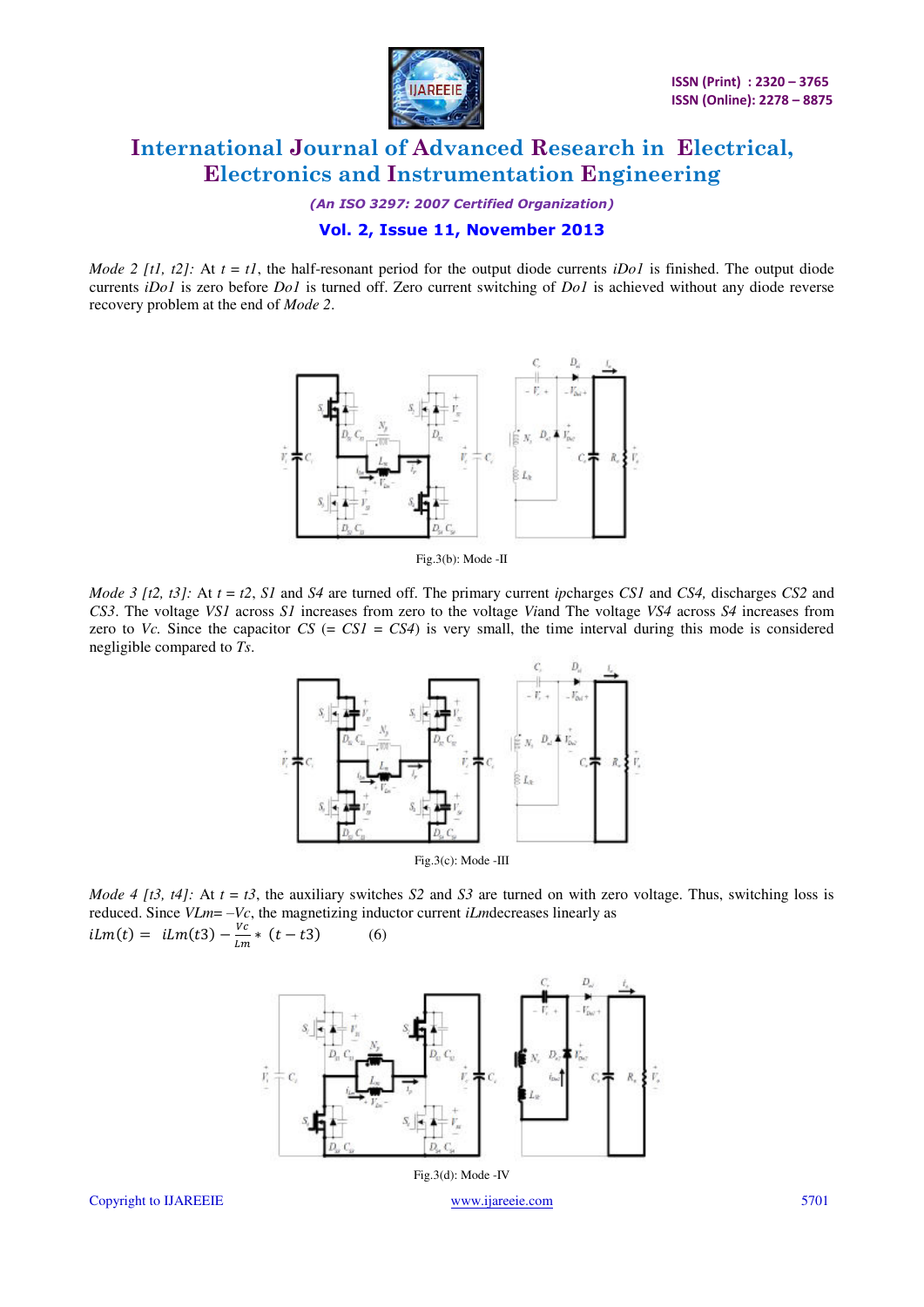*Mode 2 [t1, t2]:* At $t = t1$, the half-resonant period for the output diode currents $i_{Do1}$ is finished. The output diode currents $i_{Do1}$ is zero before $D_{o1}$ is turned off. Zero current switching of $D_{o1}$ is achieved without any diode reverse recovery problem at the end of *Mode 2*.

Fig.3(b): Mode -II

*Mode 3 [t2, t3]:* At $t = t2$, $S1$ and $S4$ are turned off. The primary current $i_p$charges $C_{S1}$ and $C_{S4}$, discharges $C_{S2}$ and $C_{S3}$. The voltage $V_{S1}$ across $S1$ increases from zero to the voltage $V_i$and The voltage $V_{S4}$ across $S4$ increases from zero to $V_c$. Since the capacitor $C_S$ (= $C_{S1}$ = $C_{S4}$) is very small, the time interval during this mode is considered negligible compared to $T_s$.

Fig.3(c): Mode -III

*Mode 4 [t3, t4]:* At $t = t3$, the auxiliary switches $S2$ and $S3$ are turned on with zero voltage. Thus, switching loss is reduced. Since $V_{Lm}= -V_c$, the magnetizing inductor current $i_{Lm}$decreases linearly as

$$iLm(t) = iLm(t3) - \frac{Vc}{Lm} * (t - t3) \qquad (6)$$

Fig.3(d): Mode -IV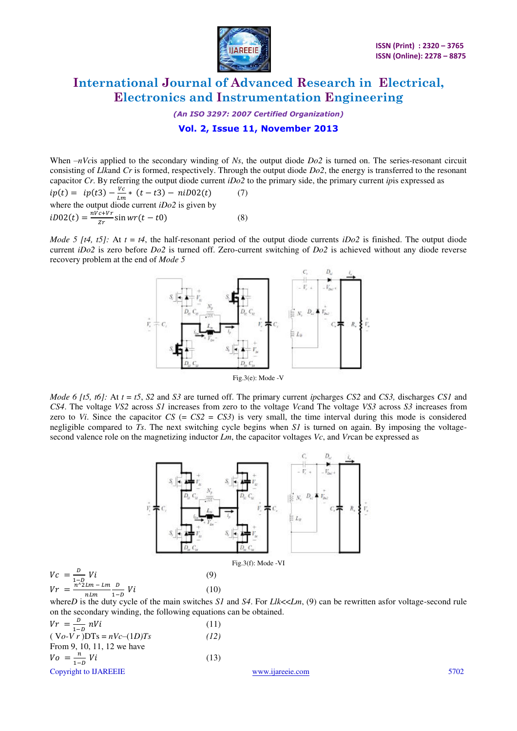When $-nVc$ is applied to the secondary winding of $Ns$, the output diode $Do2$ is turned on. The series-resonant circuit consisting of $Llk$ and $Cr$ is formed, respectively. Through the output diode $Do2$, the energy is transferred to the resonant capacitor $Cr$. By referring the output diode current $iDo2$ to the primary side, the primary current $ip$ is expressed as

$$ip(t) = ip(t3) - \frac{Vc}{Lm} * (t - t3) - niD02(t) \qquad (7)$$

where the output diode current $iDo2$ is given by

$$iD02(t) = \frac{nVc+Vr}{Zr} \sin wr(t - t0) \qquad (8)$$

*Mode 5 [t4, t5]:* At $t = t4$, the half-resonant period of the output diode currents $iDo2$ is finished. The output diode current $iDo2$ is zero before $Do2$ is turned off. Zero-current switching of $Do2$ is achieved without any diode reverse recovery problem at the end of *Mode 5*

Fig.3(e): Mode -V

*Mode 6 [t5, t6]:* At $t = t5$, $S2$ and $S3$ are turned off. The primary current $ip$ charges $CS2$ and $CS3$, discharges $CS1$ and $CS4$. The voltage $VS2$ across $S1$ increases from zero to the voltage $Vc$ and The voltage $VS3$ across $S3$ increases from zero to $Vi$. Since the capacitor $CS$ (= $CS2$ = $CS3$) is very small, the time interval during this mode is considered negligible compared to $Ts$. The next switching cycle begins when $S1$ is turned on again. By imposing the voltage-second valence role on the magnetizing inductor $Lm$, the capacitor voltages $Vc$, and $Vr$ can be expressed as

Fig.3(f): Mode -VI

$$Vc = \frac{D}{1-D} Vi \qquad (9)$$

$$Vr = \frac{n^{\wedge}2Lm - Lm}{nLm} \frac{D}{1-D} Vi \qquad (10)$$

where $D$ is the duty cycle of the main switches $S1$ and $S4$. For $Llk \ll Lm$, (9) can be rewritten asfor voltage-second rule on the secondary winding, the following equations can be obtained.

$$Vr = \frac{D}{1-D} nVi \qquad (11)$$

$$(Vo - Vr)DTs = nVc-(1D)Ts \qquad (12)$$

From 9, 10, 11, 12 we have

$$Vo = \frac{n}{1-D} Vi \qquad (13)$$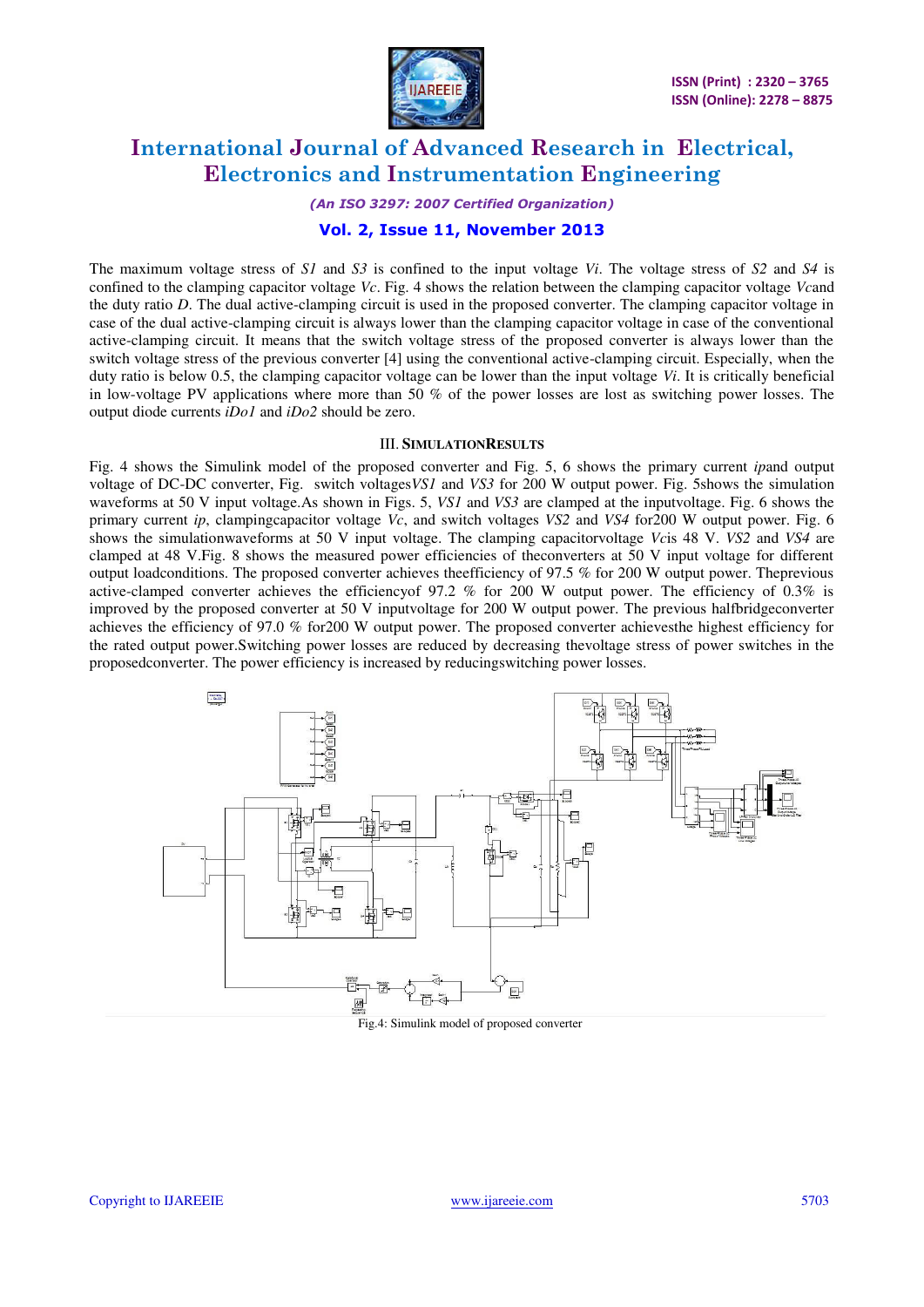The maximum voltage stress of $S1$ and $S3$ is confined to the input voltage $Vi$. The voltage stress of $S2$ and $S4$ is confined to the clamping capacitor voltage $Vc$. Fig. 4 shows the relation between the clamping capacitor voltage $Vc$and the duty ratio $D$. The dual active-clamping circuit is used in the proposed converter. The clamping capacitor voltage in case of the dual active-clamping circuit is always lower than the clamping capacitor voltage in case of the conventional active-clamping circuit. It means that the switch voltage stress of the proposed converter is always lower than the switch voltage stress of the previous converter [4] using the conventional active-clamping circuit. Especially, when the duty ratio is below 0.5, the clamping capacitor voltage can be lower than the input voltage $Vi$. It is critically beneficial in low-voltage PV applications where more than 50 % of the power losses are lost as switching power losses. The output diode currents $iDo1$ and $iDo2$ should be zero.

## III. SIMULATIONRESULTS

Fig. 4 shows the Simulink model of the proposed converter and Fig. 5, 6 shows the primary current $ip$and output voltage of DC-DC converter, Fig. switch voltages$VS1$ and $VS3$ for 200 W output power. Fig. 5shows the simulation waveforms at 50 V input voltage.As shown in Figs. 5, $VS1$ and $VS3$ are clamped at the inputvoltage. Fig. 6 shows the primary current $ip$, clampingcapacitor voltage $Vc$, and switch voltages $VS2$ and $VS4$ for200 W output power. Fig. 6 shows the simulationwaveforms at 50 V input voltage. The clamping capacitorvoltage $Vc$is 48 V. $VS2$ and $VS4$ are clamped at 48 V.Fig. 8 shows the measured power efficiencies of theconverters at 50 V input voltage for different output loadconditions. The proposed converter achieves theefficiency of 97.5 % for 200 W output power. Theprevious active-clamped converter achieves the efficiencyof 97.2 % for 200 W output power. The efficiency of 0.3% is improved by the proposed converter at 50 V inputvoltage for 200 W output power. The previous halfbridgeconverter achieves the efficiency of 97.0 % for200 W output power. The proposed converter achievesthe highest efficiency for the rated output power.Switching power losses are reduced by decreasing thevoltage stress of power switches in the proposedconverter. The power efficiency is increased by reducingswitching power losses.

Fig.4: Simulink model of proposed converter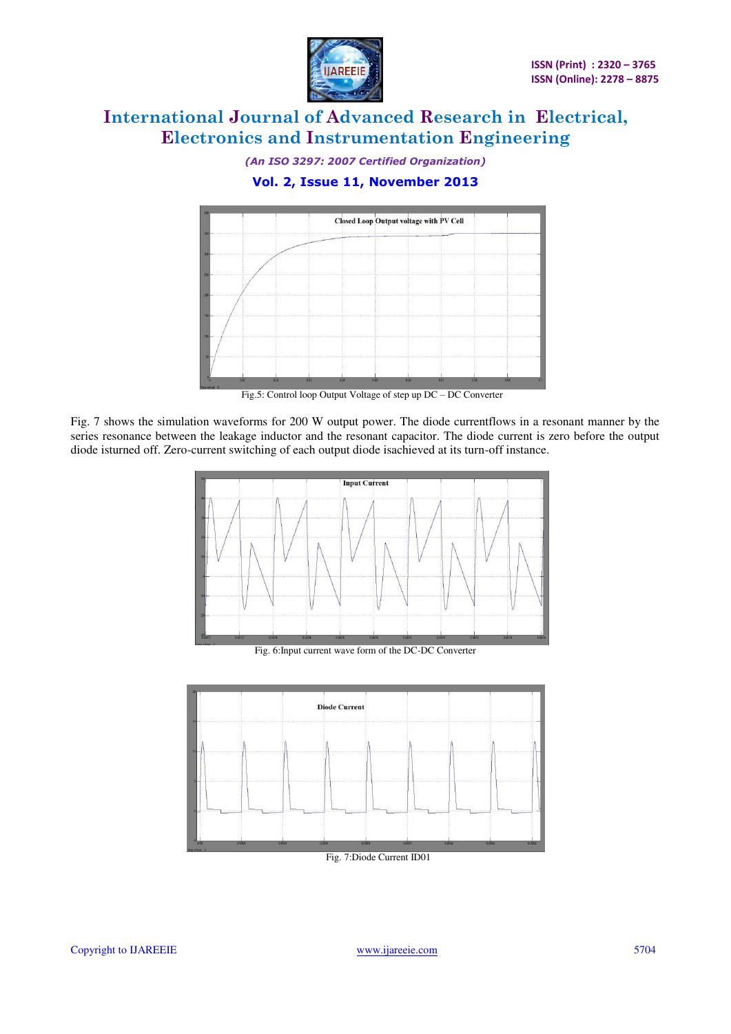Fig.5: Control loop Output Voltage of step up DC – DC Converter

Fig. 7 shows the simulation waveforms for 200 W output power. The diode currentflows in a resonant manner by the series resonance between the leakage inductor and the resonant capacitor. The diode current is zero before the output diode isturned off. Zero-current switching of each output diode isachieved at its turn-off instance.

Fig. 6:Input current wave form of the DC-DC Converter

Fig. 7:Diode Current ID01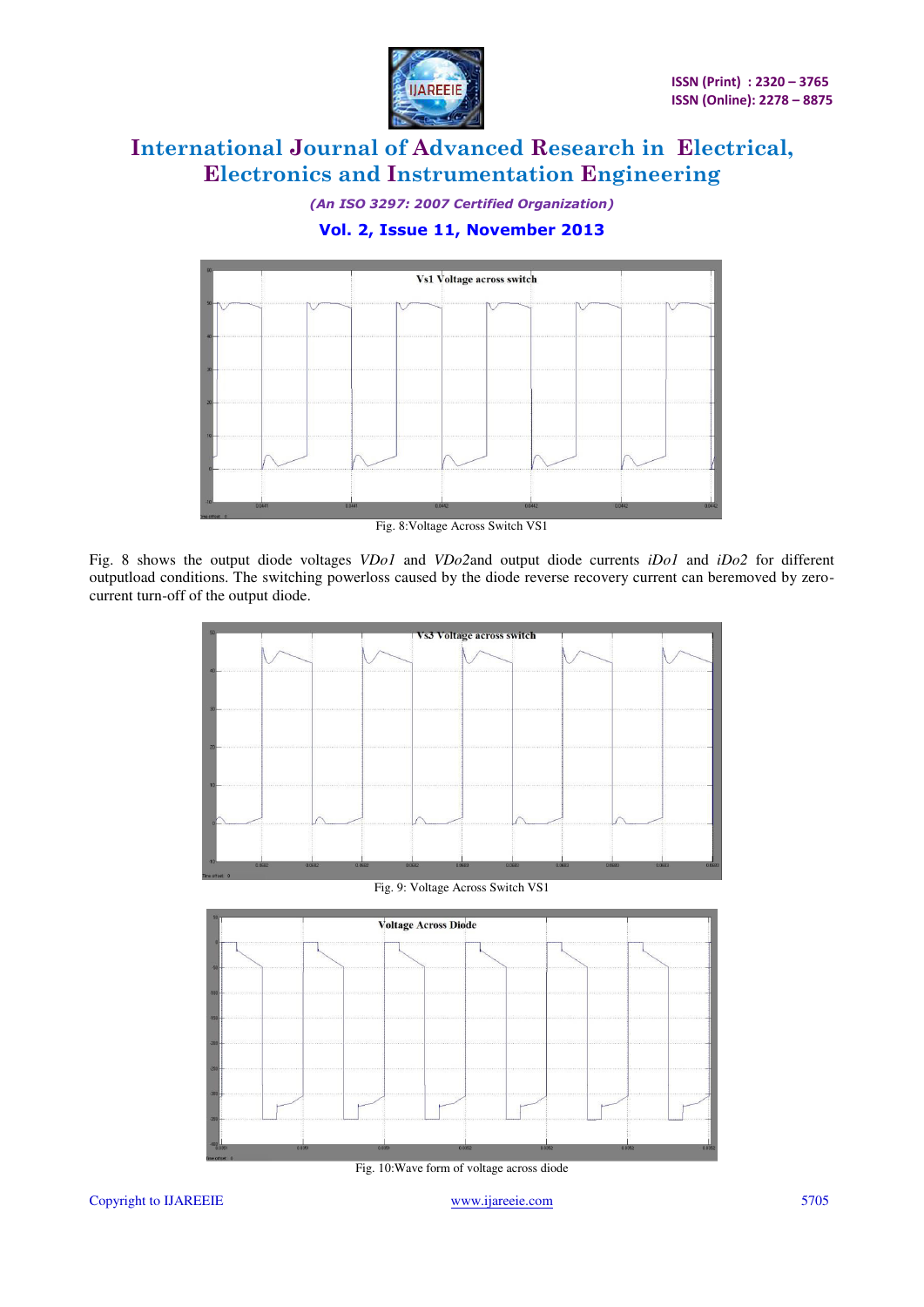Fig. 8:Voltage Across Switch VS1

Fig. 8 shows the output diode voltages *VDo1* and *VDo2*and output diode currents *iDo1* and *iDo2* for different outputload conditions. The switching powerloss caused by the diode reverse recovery current can beremoved by zero-current turn-off of the output diode.

Fig. 9: Voltage Across Switch VS1

Fig. 10:Wave form of voltage across diode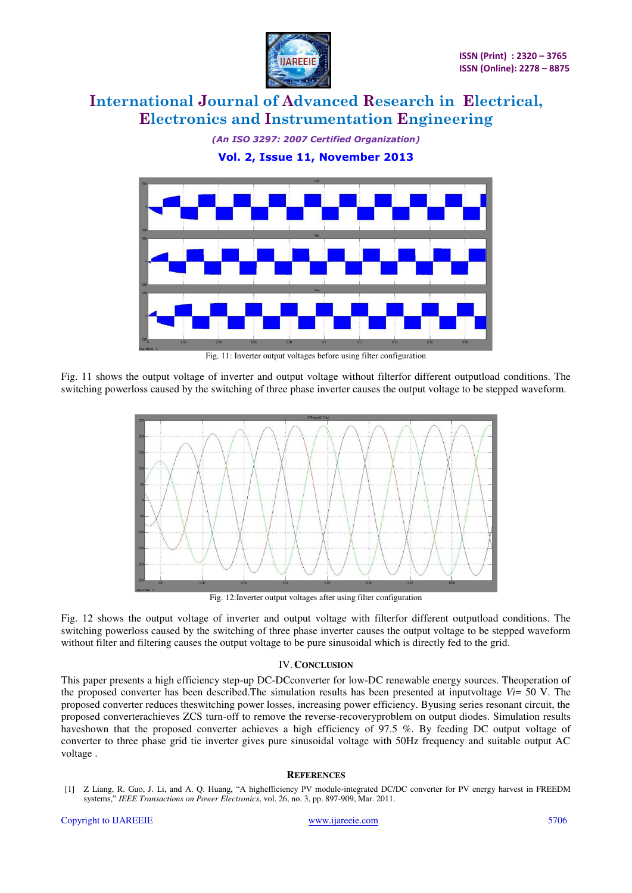Fig. 11: Inverter output voltages before using filter configuration

Fig. 11 shows the output voltage of inverter and output voltage without filterfor different outputload conditions. The switching powerloss caused by the switching of three phase inverter causes the output voltage to be stepped waveform.

Fig. 12:Inverter output voltages after using filter configuration

Fig. 12 shows the output voltage of inverter and output voltage with filterfor different outputload conditions. The switching powerloss caused by the switching of three phase inverter causes the output voltage to be stepped waveform without filter and filtering causes the output voltage to be pure sinusoidal which is directly fed to the grid.

## IV. CONCLUSION

This paper presents a high efficiency step-up DC-DCconverter for low-DC renewable energy sources. Theoperation of the proposed converter has been described.The simulation results has been presented at inputvoltage $V_i$= 50 V. The proposed converter reduces theswitching power losses, increasing power efficiency. Byusing series resonant circuit, the proposed converterachieves ZCS turn-off to remove the reverse-recoveryproblem on output diodes. Simulation results haveshown that the proposed converter achieves a high efficiency of 97.5 %. By feeding DC output voltage of converter to three phase grid tie inverter gives pure sinusoidal voltage with 50Hz frequency and suitable output AC voltage .

## REFERENCES

[1] Z Liang, R. Guo, J. Li, and A. Q. Huang, "A highefficiency PV module-integrated DC/DC converter for PV energy harvest in FREEDM systems," *IEEE Transactions on Power Electronics*, vol. 26, no. 3, pp. 897-909, Mar. 2011.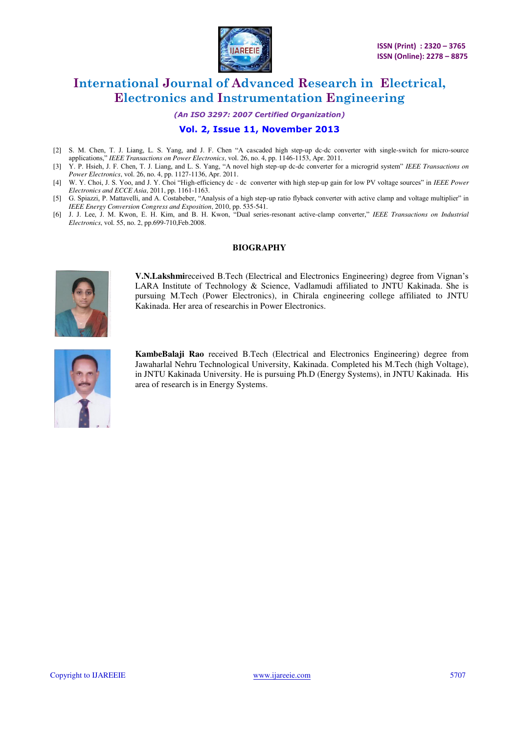[2] S. M. Chen, T. J. Liang, L. S. Yang, and J. F. Chen "A cascaded high step-up dc-dc converter with single-switch for micro-source applications," *IEEE Transactions on Power Electronics*, vol. 26, no. 4, pp. 1146-1153, Apr. 2011.

[3] Y. P. Hsieh, J. F. Chen, T. J. Liang, and L. S. Yang, "A novel high step-up dc-dc converter for a microgrid system" *IEEE Transactions on Power Electronics*, vol. 26, no. 4, pp. 1127-1136, Apr. 2011.

[4] W. Y. Choi, J. S. Yoo, and J. Y. Choi "High-efficiency dc - dc converter with high step-up gain for low PV voltage sources" in *IEEE Power Electronics and ECCE Asia*, 2011, pp. 1161-1163.

[5] G. Spiazzi, P. Mattavelli, and A. Costabeber, "Analysis of a high step-up ratio flyback converter with active clamp and voltage multiplier" in *IEEE Energy Conversion Congress and Exposition*, 2010, pp. 535-541.

[6] J. J. Lee, J. M. Kwon, E. H. Kim, and B. H. Kwon, "Dual series-resonant active-clamp converter," *IEEE Transactions on Industrial Electronics*, vol. 55, no. 2, pp.699-710,Feb.2008.

## BIOGRAPHY

**V.N.Lakshmi**received B.Tech (Electrical and Electronics Engineering) degree from Vignan's LARA Institute of Technology & Science, Vadlamudi affiliated to JNTU Kakinada. She is pursuing M.Tech (Power Electronics), in Chirala engineering college affiliated to JNTU Kakinada. Her area of researchis in Power Electronics.

**KambeBalaji Rao** received B.Tech (Electrical and Electronics Engineering) degree from Jawaharlal Nehru Technological University, Kakinada. Completed his M.Tech (high Voltage), in JNTU Kakinada University. He is pursuing Ph.D (Energy Systems), in JNTU Kakinada. His area of research is in Energy Systems.